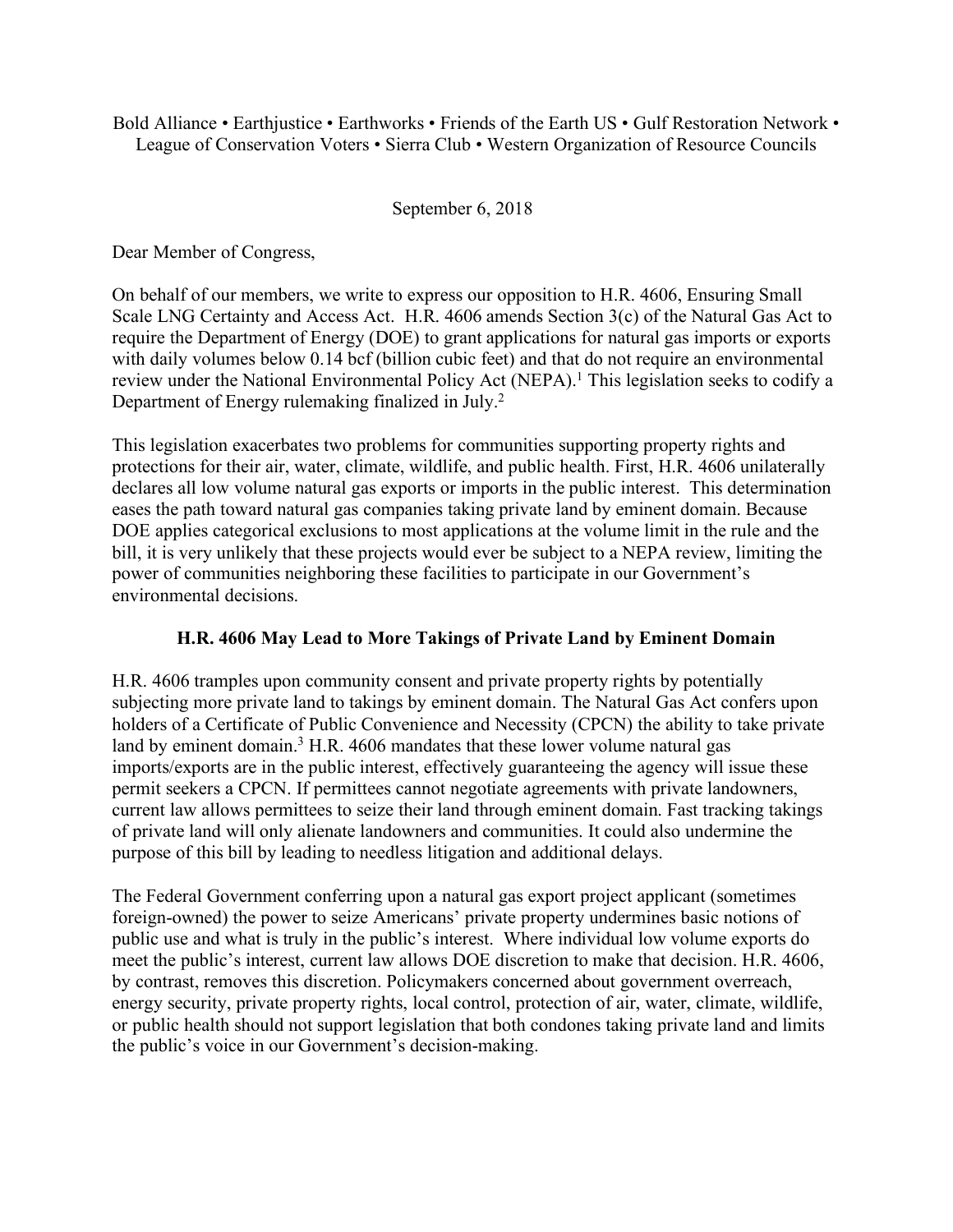Bold Alliance • Earthjustice • Earthworks • Friends of the Earth US • Gulf Restoration Network • League of Conservation Voters • Sierra Club • Western Organization of Resource Councils

September 6, 2018

Dear Member of Congress,

On behalf of our members, we write to express our opposition to H.R. 4606, Ensuring Small Scale LNG Certainty and Access Act. H.R. 4606 amends Section 3(c) of the Natural Gas Act to require the Department of Energy (DOE) to grant applications for natural gas imports or exports with daily volumes below 0.14 bcf (billion cubic feet) and that do not require an environmental review under the National Environmental Policy Act (NEPA).[1] This legislation seeks to codify a Department of Energy rulemaking finalized in July.[2]

This legislation exacerbates two problems for communities supporting property rights and protections for their air, water, climate, wildlife, and public health. First, H.R. 4606 unilaterally declares all low volume natural gas exports or imports in the public interest. This determination eases the path toward natural gas companies taking private land by eminent domain. Because DOE applies categorical exclusions to most applications at the volume limit in the rule and the bill, it is very unlikely that these projects would ever be subject to a NEPA review, limiting the power of communities neighboring these facilities to participate in our Government's environmental decisions.

**H.R. 4606 May Lead to More Takings of Private Land by Eminent Domain**

H.R. 4606 tramples upon community consent and private property rights by potentially subjecting more private land to takings by eminent domain. The Natural Gas Act confers upon holders of a Certificate of Public Convenience and Necessity (CPCN) the ability to take private land by eminent domain.[3] H.R. 4606 mandates that these lower volume natural gas imports/exports are in the public interest, effectively guaranteeing the agency will issue these permit seekers a CPCN. If permittees cannot negotiate agreements with private landowners, current law allows permittees to seize their land through eminent domain. Fast tracking takings of private land will only alienate landowners and communities. It could also undermine the purpose of this bill by leading to needless litigation and additional delays.

The Federal Government conferring upon a natural gas export project applicant (sometimes foreign-owned) the power to seize Americans' private property undermines basic notions of public use and what is truly in the public's interest. Where individual low volume exports do meet the public's interest, current law allows DOE discretion to make that decision. H.R. 4606, by contrast, removes this discretion. Policymakers concerned about government overreach, energy security, private property rights, local control, protection of air, water, climate, wildlife, or public health should not support legislation that both condones taking private land and limits the public's voice in our Government's decision-making.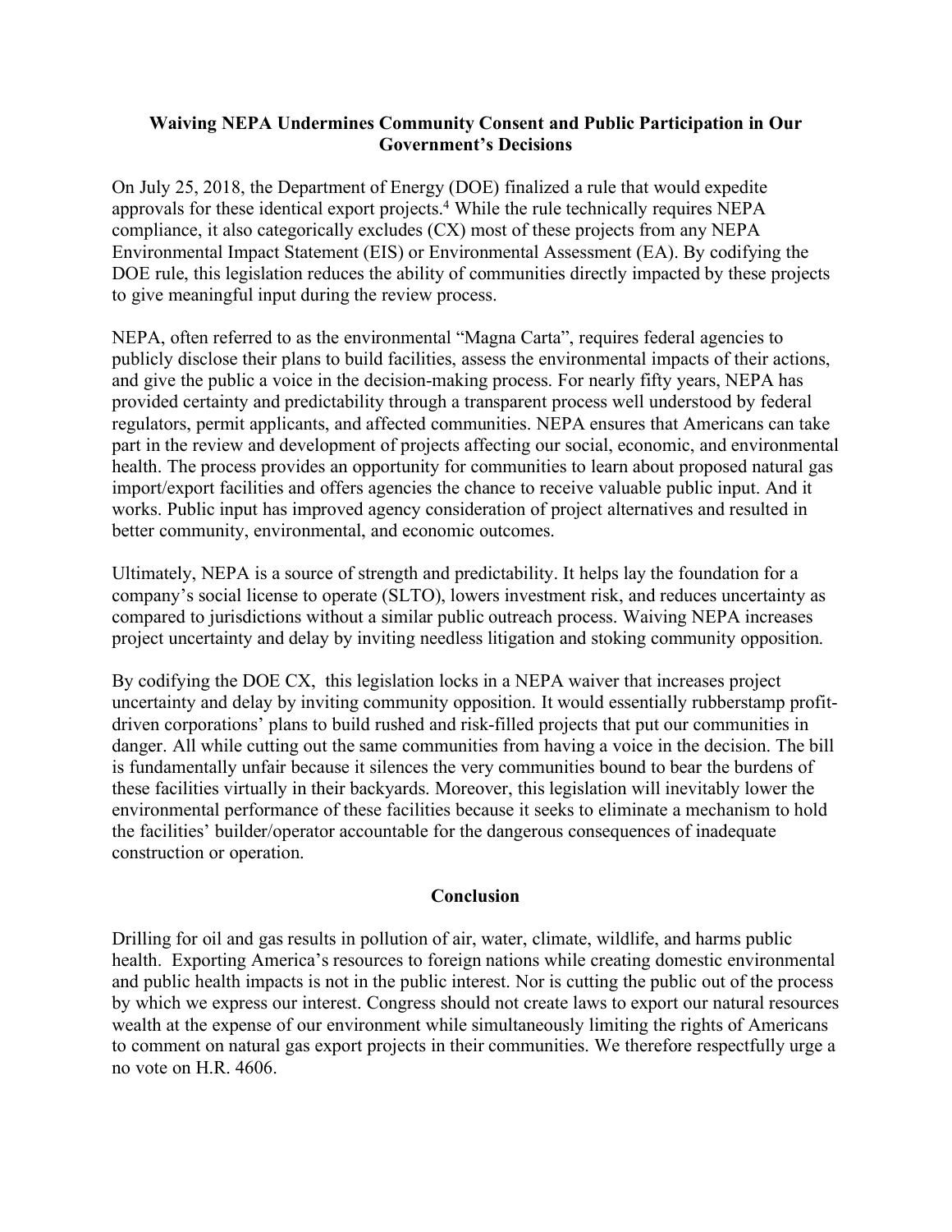## Waiving NEPA Undermines Community Consent and Public Participation in Our Government's Decisions

On July 25, 2018, the Department of Energy (DOE) finalized a rule that would expedite approvals for these identical export projects.[4] While the rule technically requires NEPA compliance, it also categorically excludes (CX) most of these projects from any NEPA Environmental Impact Statement (EIS) or Environmental Assessment (EA). By codifying the DOE rule, this legislation reduces the ability of communities directly impacted by these projects to give meaningful input during the review process.

NEPA, often referred to as the environmental "Magna Carta", requires federal agencies to publicly disclose their plans to build facilities, assess the environmental impacts of their actions, and give the public a voice in the decision-making process. For nearly fifty years, NEPA has provided certainty and predictability through a transparent process well understood by federal regulators, permit applicants, and affected communities. NEPA ensures that Americans can take part in the review and development of projects affecting our social, economic, and environmental health. The process provides an opportunity for communities to learn about proposed natural gas import/export facilities and offers agencies the chance to receive valuable public input. And it works. Public input has improved agency consideration of project alternatives and resulted in better community, environmental, and economic outcomes.

Ultimately, NEPA is a source of strength and predictability. It helps lay the foundation for a company's social license to operate (SLTO), lowers investment risk, and reduces uncertainty as compared to jurisdictions without a similar public outreach process. Waiving NEPA increases project uncertainty and delay by inviting needless litigation and stoking community opposition.

By codifying the DOE CX, this legislation locks in a NEPA waiver that increases project uncertainty and delay by inviting community opposition. It would essentially rubberstamp profit-driven corporations' plans to build rushed and risk-filled projects that put our communities in danger. All while cutting out the same communities from having a voice in the decision. The bill is fundamentally unfair because it silences the very communities bound to bear the burdens of these facilities virtually in their backyards. Moreover, this legislation will inevitably lower the environmental performance of these facilities because it seeks to eliminate a mechanism to hold the facilities' builder/operator accountable for the dangerous consequences of inadequate construction or operation.

## Conclusion

Drilling for oil and gas results in pollution of air, water, climate, wildlife, and harms public health. Exporting America's resources to foreign nations while creating domestic environmental and public health impacts is not in the public interest. Nor is cutting the public out of the process by which we express our interest. Congress should not create laws to export our natural resources wealth at the expense of our environment while simultaneously limiting the rights of Americans to comment on natural gas export projects in their communities. We therefore respectfully urge a no vote on H.R. 4606.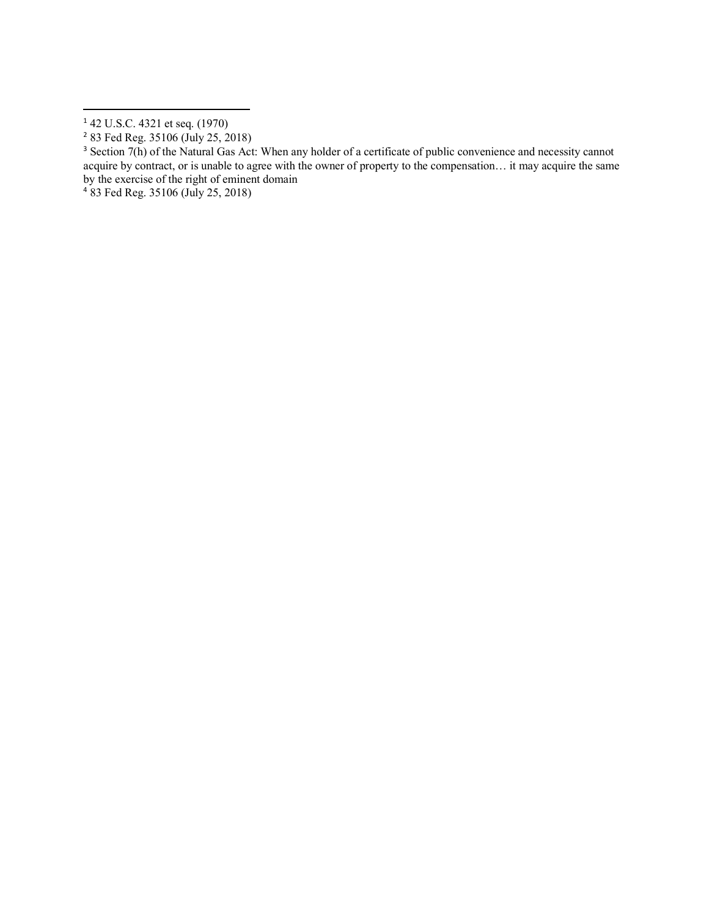---

[1] 42 U.S.C. 4321 et seq. (1970)

[2] 83 Fed Reg. 35106 (July 25, 2018)

[3] Section 7(h) of the Natural Gas Act: When any holder of a certificate of public convenience and necessity cannot acquire by contract, or is unable to agree with the owner of property to the compensation… it may acquire the same by the exercise of the right of eminent domain

[4] 83 Fed Reg. 35106 (July 25, 2018)